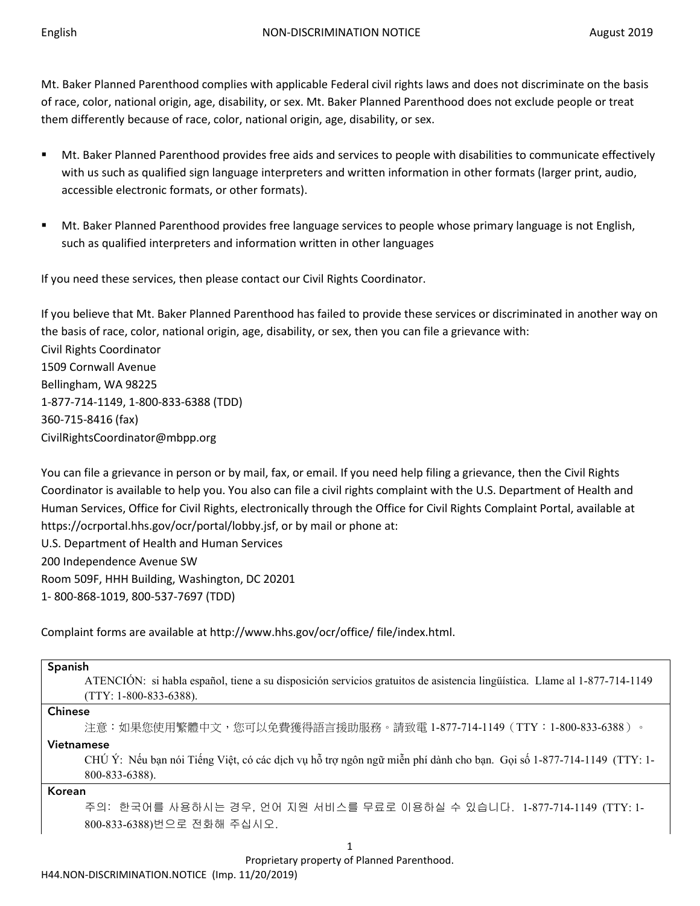# NON-DISCRIMINATION NOTICE

English — August 2019

Mt. Baker Planned Parenthood complies with applicable Federal civil rights laws and does not discriminate on the basis of race, color, national origin, age, disability, or sex. Mt. Baker Planned Parenthood does not exclude people or treat them differently because of race, color, national origin, age, disability, or sex.

- Mt. Baker Planned Parenthood provides free aids and services to people with disabilities to communicate effectively with us such as qualified sign language interpreters and written information in other formats (larger print, audio, accessible electronic formats, or other formats).
- Mt. Baker Planned Parenthood provides free language services to people whose primary language is not English, such as qualified interpreters and information written in other languages

If you need these services, then please contact our Civil Rights Coordinator.

If you believe that Mt. Baker Planned Parenthood has failed to provide these services or discriminated in another way on the basis of race, color, national origin, age, disability, or sex, then you can file a grievance with:
Civil Rights Coordinator
1509 Cornwall Avenue
Bellingham, WA 98225
1-877-714-1149, 1-800-833-6388 (TDD)
360-715-8416 (fax)
CivilRightsCoordinator@mbpp.org

You can file a grievance in person or by mail, fax, or email. If you need help filing a grievance, then the Civil Rights Coordinator is available to help you. You also can file a civil rights complaint with the U.S. Department of Health and Human Services, Office for Civil Rights, electronically through the Office for Civil Rights Complaint Portal, available at https://ocrportal.hhs.gov/ocr/portal/lobby.jsf, or by mail or phone at:
U.S. Department of Health and Human Services
200 Independence Avenue SW
Room 509F, HHH Building, Washington, DC 20201
1- 800-868-1019, 800-537-7697 (TDD)

Complaint forms are available at http://www.hhs.gov/ocr/office/ file/index.html.

**Spanish**

ATENCIÓN: si habla español, tiene a su disposición servicios gratuitos de asistencia lingüística. Llame al 1-877-714-1149 (TTY: 1-800-833-6388).

**Chinese**

注意：如果您使用繁體中文，您可以免費獲得語言援助服務。請致電 1-877-714-1149（TTY：1-800-833-6388）。

**Vietnamese**

CHÚ Ý: Nếu bạn nói Tiếng Việt, có các dịch vụ hỗ trợ ngôn ngữ miễn phí dành cho bạn. Gọi số 1-877-714-1149 (TTY: 1-800-833-6388).

**Korean**

주의: 한국어를 사용하시는 경우, 언어 지원 서비스를 무료로 이용하실 수 있습니다. 1-877-714-1149 (TTY: 1-800-833-6388)번으로 전화해 주십시오.

Proprietary property of Planned Parenthood.

H44.NON-DISCRIMINATION.NOTICE (Imp. 11/20/2019)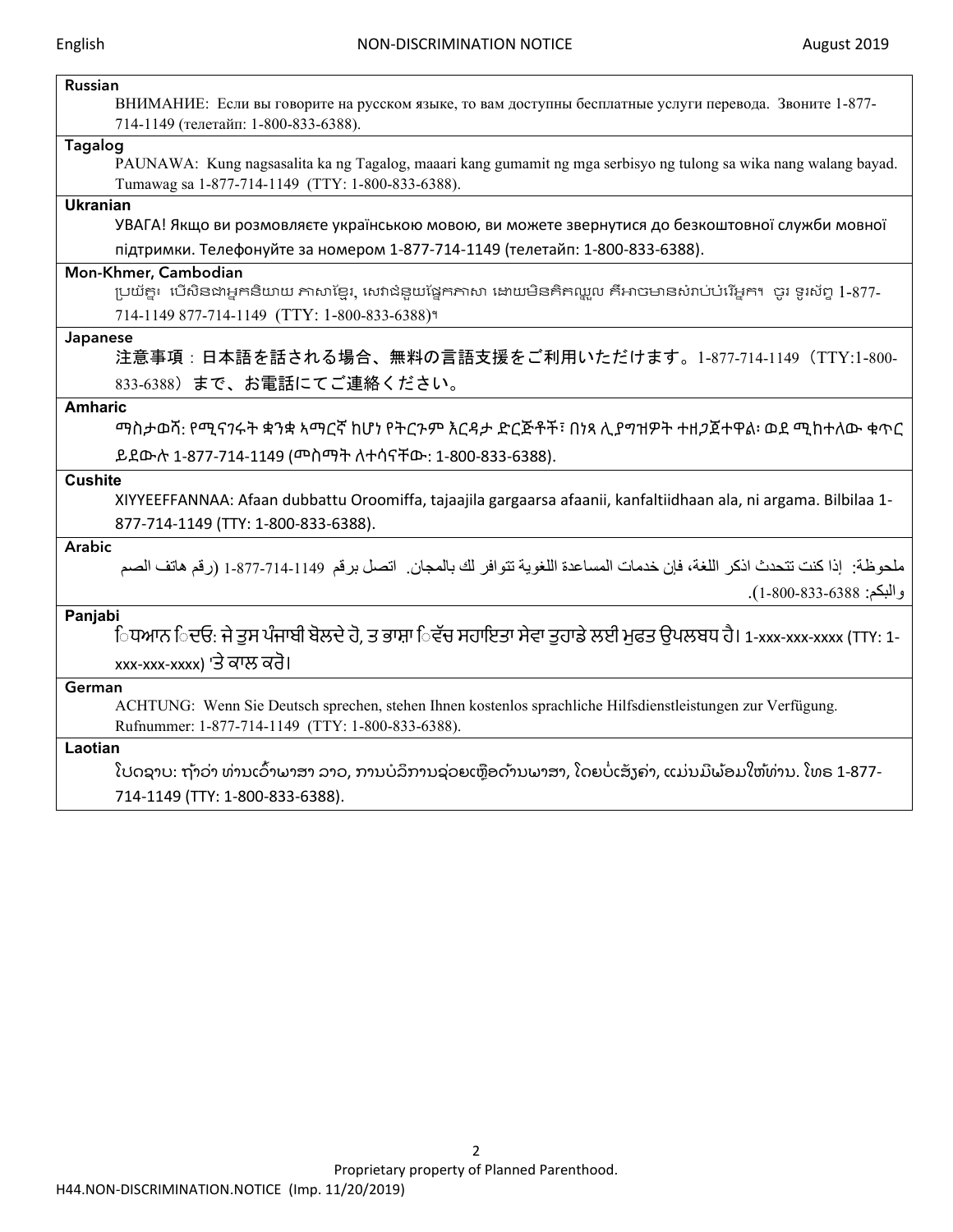**Russian**

ВНИМАНИЕ: Если вы говорите на русском языке, то вам доступны бесплатные услуги перевода. Звоните 1-877-714-1149 (телетайп: 1-800-833-6388).

**Tagalog**

PAUNAWA: Kung nagsasalita ka ng Tagalog, maaari kang gumamit ng mga serbisyo ng tulong sa wika nang walang bayad. Tumawag sa 1-877-714-1149 (TTY: 1-800-833-6388).

**Ukranian**

УВАГА! Якщо ви розмовляєте українською мовою, ви можете звернутися до безкоштовної служби мовної підтримки. Телефонуйте за номером 1-877-714-1149 (телетайп: 1-800-833-6388).

**Mon-Khmer, Cambodian**

ប្រយ័ត្ន៖ បើសិនជាអ្នកនិយាយ ភាសាខ្មែរ, សេវាជំនួយផ្នែកភាសា ដោយមិនគិតឈ្នួល គឺអាចមានសំរាប់បំរើអ្នក។ ចូរ ទូរស័ព្ទ 1-877-714-1149 877-714-1149 (TTY: 1-800-833-6388)។

**Japanese**

注意事項：日本語を話される場合、無料の言語支援をご利用いただけます。1-877-714-1149（TTY:1-800-833-6388）まで、お電話にてご連絡ください。

**Amharic**

ማስታወሻ: የሚናገሩት ቋንቋ ኣማርኛ ከሆነ የትርጉም እርዳታ ድርጅቶች፣ በነጻ ሊያግዝዎት ተዘጋጀተዋል፡ ወደ ሚከተለው ቁጥር ይደውሉ 1-877-714-1149 (መስማት ለተሳናቸው: 1-800-833-6388).

**Cushite**

XIYYEEFFANNAA: Afaan dubbattu Oroomiffa, tajaajila gargaarsa afaanii, kanfaltiidhaan ala, ni argama. Bilbilaa 1-877-714-1149 (TTY: 1-800-833-6388).

**Arabic**

ملحوظة: إذا كنت تتحدث اذكر اللغة، فإن خدمات المساعدة اللغوية تتوافر لك بالمجان. اتصل برقم 1-877-714-1149 (رقم هاتف الصم والبكم: 1-800-833-6388).

**Panjabi**

ਿਧਆਨ ਿਦਓ: ਜੇ ਤੁਸ ਪੰਜਾਬੀ ਬੋਲਦੇ ਹੋ, ਤ ਭਾਸ਼ਾ ਿਵੱਚ ਸਹਾਇਤਾ ਸੇਵਾ ਤੁਹਾਡੇ ਲਈ ਮੁਫਤ ਉਪਲਬਧ ਹੈ। 1-xxx-xxx-xxxx (TTY: 1-xxx-xxx-xxxx) 'ਤੇ ਕਾਲ ਕਰੋ।

**German**

ACHTUNG: Wenn Sie Deutsch sprechen, stehen Ihnen kostenlos sprachliche Hilfsdienstleistungen zur Verfügung. Rufnummer: 1-877-714-1149 (TTY: 1-800-833-6388).

**Laotian**

ໂປດຊາບ: ຖ້າວ່າ ທ່ານເວົ້າພາສາ ລາວ, ການບໍລິການຊ່ວຍເຫຼືອດ້ານພາສາ, ໂດຍບໍ່ເສັຽຄ່າ, ແມ່ນມີພ້ອມໃຫ້ທ່ານ. ໂທຣ 1-877-714-1149 (TTY: 1-800-833-6388).

Proprietary property of Planned Parenthood.

H44.NON-DISCRIMINATION.NOTICE (Imp. 11/20/2019)